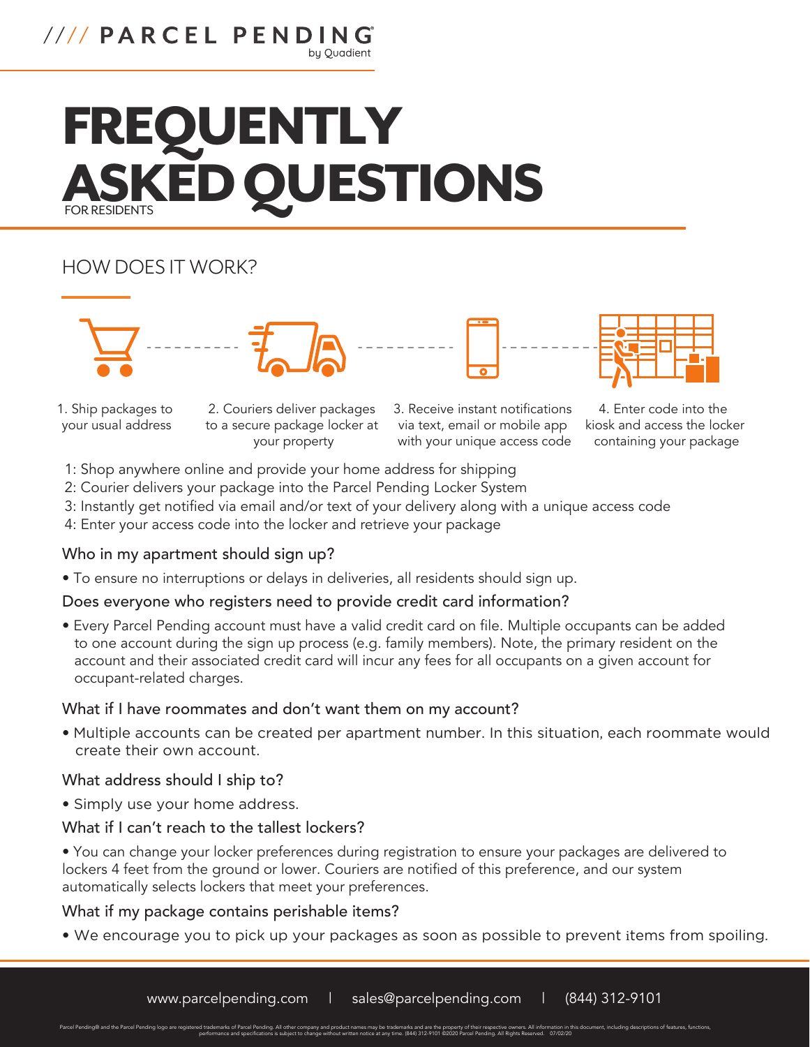//// PARCEL PENDING by Quadient

# FREQUENTLY ASKED QUESTIONS

FOR RESIDENTS

## HOW DOES IT WORK?

1. Ship packages to your usual address
2. Couriers deliver packages to a secure package locker at your property
3. Receive instant notifications via text, email or mobile app with your unique access code
4. Enter code into the kiosk and access the locker containing your package

1: Shop anywhere online and provide your home address for shipping
2: Courier delivers your package into the Parcel Pending Locker System
3: Instantly get notified via email and/or text of your delivery along with a unique access code
4: Enter your access code into the locker and retrieve your package

### Who in my apartment should sign up?

- To ensure no interruptions or delays in deliveries, all residents should sign up.

### Does everyone who registers need to provide credit card information?

- Every Parcel Pending account must have a valid credit card on file. Multiple occupants can be added to one account during the sign up process (e.g. family members). Note, the primary resident on the account and their associated credit card will incur any fees for all occupants on a given account for occupant-related charges.

### What if I have roommates and don't want them on my account?

- Multiple accounts can be created per apartment number. In this situation, each roommate would create their own account.

### What address should I ship to?

- Simply use your home address.

### What if I can't reach to the tallest lockers?

- You can change your locker preferences during registration to ensure your packages are delivered to lockers 4 feet from the ground or lower. Couriers are notified of this preference, and our system automatically selects lockers that meet your preferences.

### What if my package contains perishable items?

- We encourage you to pick up your packages as soon as possible to prevent items from spoiling.

www.parcelpending.com | sales@parcelpending.com | (844) 312-9101

Parcel Pending® and the Parcel Pending logo are registered trademarks of Parcel Pending. All other company and product names may be trademarks and are the property of their respective owners. All information in this document, including descriptions of features, functions, performance and specifications is subject to change without written notice at any time. (844) 312-9101 ©2020 Parcel Pending. All Rights Reserved. 07/02/20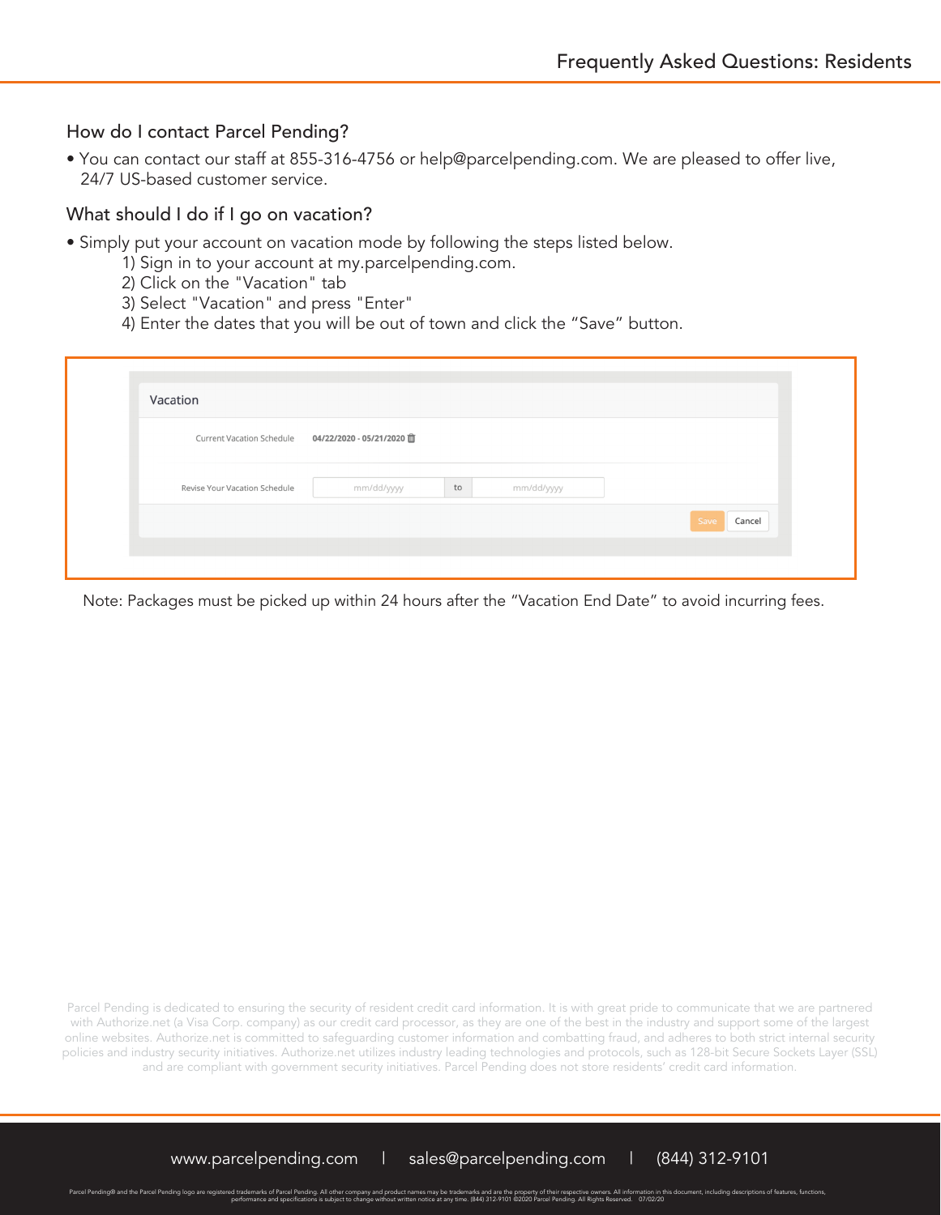## How do I contact Parcel Pending?

- You can contact our staff at 855-316-4756 or help@parcelpending.com. We are pleased to offer live, 24/7 US-based customer service.

## What should I do if I go on vacation?

- Simply put your account on vacation mode by following the steps listed below.
  1) Sign in to your account at my.parcelpending.com.
  2) Click on the "Vacation" tab
  3) Select "Vacation" and press "Enter"
  4) Enter the dates that you will be out of town and click the "Save" button.

Vacation

Current Vacation Schedule 04/22/2020 - 05/21/2020

Revise Your Vacation Schedule mm/dd/yyyy to mm/dd/yyyy

Save Cancel

Note: Packages must be picked up within 24 hours after the "Vacation End Date" to avoid incurring fees.

Parcel Pending is dedicated to ensuring the security of resident credit card information. It is with great pride to communicate that we are partnered with Authorize.net (a Visa Corp. company) as our credit card processor, as they are one of the best in the industry and support some of the largest online websites. Authorize.net is committed to safeguarding customer information and combatting fraud, and adheres to both strict internal security policies and industry security initiatives. Authorize.net utilizes industry leading technologies and protocols, such as 128-bit Secure Sockets Layer (SSL) and are compliant with government security initiatives. Parcel Pending does not store residents' credit card information.

www.parcelpending.com | sales@parcelpending.com | (844) 312-9101

Parcel Pending® and the Parcel Pending logo are registered trademarks of Parcel Pending. All other company and product names may be trademarks and are the property of their respective owners. All information in this document, including descriptions of features, functions, performance and specifications is subject to change without written notice at any time. (844) 312-9101 ©2020 Parcel Pending. All Rights Reserved. 07/02/20